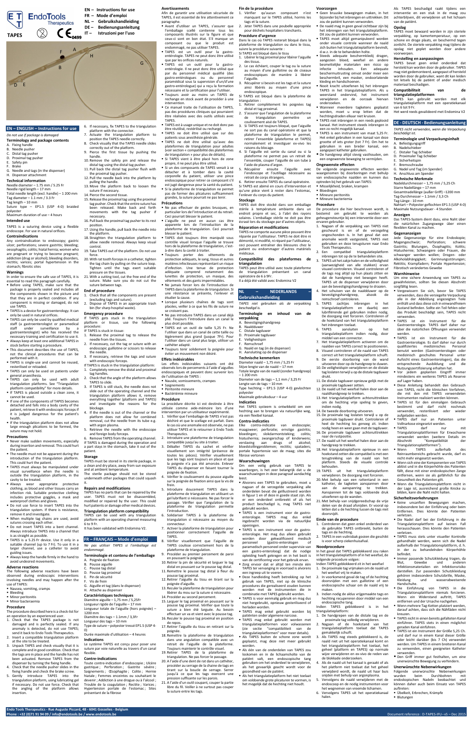EndoTools Therapeutics

TAPES

0499

EN – Instructions for use
FR – Mode d'emploi
NL – Gebruikshandleiding
DE – Bedienungsanleitung
IT – Istruzioni per l'uso

## EN – ENGLISH – Instructions for use

*Do not use if package is damaged*

### Terminology and package contents

A. Fixing handle
B. Needle pusher
C. Distal tag pusher
D. Proximal tag pusher
E. Safety pin
F. Brake
G. Needle and tags (in the dispenser)
H. Dispenser attachment

### Technical information

Needle diameter – 1.75 mm / 5.25 Fr
Needle rigid length – 17 mm
Total needle length (excl. handle) – 1 200 mm
Tag diameter – 1.1 mm / 3.3 Fr
Tag length – 10 mm
Suture type – EP1.5 (USP 4-0) braided polyester
Maximum duration of use – 4 hours

### Intended use

TAPES is a suturing device using a flexible endoscope. For use in natural orifices.

### Contraindications

Any contraindication to endoscopy; gastric ulcer; perforations; severe gastritis; bleeding; oesophagitis; colitis; hiatal hernia; women who are pregnant or trying to become pregnant; addiction (drug or alcohol); bleeding disorders; rectitis; varices; portal hypertension in the stomach; fibrotic sites

### Warnings

In order to ensure the safe use of TAPES, it is essential to read this paragraph carefully.

- Before using TAPES, make sure that the package is properly sealed and includes all the components shown in the picture and that they are in perfect condition. If any component is missing or damaged, do not use TAPES.
- TAPES is a device for gastroenterology. It can only be used in natural orifices.
- TAPES can only be used by qualified medical staff (a gastroenterologist or paramedical staff under surveillance by a gastroenterologist) who has received the necessary training and certification to use it.
- Always keep at least one additional TAPES in stock before starting a procedure.
- This document describes the use of TAPES, not the clinical procedures that can be performed with it.
- TAPES is single-use and cannot be reused, resterilised or reloaded.
- TAPES can only be used on patients under general anaesthesia.
- TAPES can only be used with adult triangulation platforms. See "Triangulation platform compatibility" for more details.
- If TAPES is placed outside a clean zone, it cannot be used.
- If one of the components of TAPES becomes detached and falls into a body cavity of the patient, retrieve it with endoscopic forceps if it is judged dangerous for the patient's health.
- If the triangulation platform does not allow large enough plications to be formed, the suture may not hold.

### Precautions

- Never make sudden movements, especially during insertion and removal. This could hurt the patient.
- The needle must not be apparent during the introduction of the triangulation platform. This could hurt the patient.
- TAPES must always be manipulated under visual surveillance when the needle is outside the triangulation platform, in the cavity to be treated.
- Always wear appropriate protective clothing, as blood and other tissues carry an infection risk. Suitable protective clothing includes protective goggles, a mask and waterproof clothes and gloves.
- Do not use force to insert TAPES into the triangulation system. If there is resistance, remove it and investigate.
- When multiple tag chains are used, avoid sutures crossing each other.
- Do not insert TAPES into a bent channel. Always introduce TAPES into a channel that is as straight as possible.
- TAPES is a 5.25 Fr device. Use it only in a suitable channel (up to 7 Fr). To use it in a larger channel, use a catheter to avoid guiding issues.
- Always keep the handle firmly in the hand to avoid undesired movements.

### Adverse reactions

The following adverse reactions have been observed during endoscopic interventions involving needles and may happen after the use of TAPES:

- Nausea, vomiting, cramps
- Bleeding
- Minor peritonitis
- Minor bacteraemia

### Procedure

The procedure described here is a check-list for an operation by an experienced user.

1. Check that the TAPES package is not damaged and is perfectly sealed. If any anomaly is detected, do not use TAPES; send it back to Endo Tools Therapeutics.
2. Insert a compatible triangulation platform at the site to be treated.
3. Unpack TAPES and check visually that it is complete and in good condition. Check that the tags are in place and the handle has not been actuated. Remove TAPES from the dispenser by turning the fixing handle.
4. Check that the needle pusher slides in the fixing handle and check the brake screw.
5. Gently introduce TAPES into the triangulation platform, using lubricating gel if necessary. Do not use force. Check that the angling of the platform allows insertion.
6. If necessary, fix TAPES to the triangulation platform with the connector.
7. Actuate the triangulation platform to position the TAPES needle correctly.
8. Check visually that the TAPES needle slides correctly out of the platform.
9. Pierce the first tissue by pushing the handle.
10. Remove the safety pin and release the distal tag using the distal tag pusher.
11. Pull back the distal tag pusher flush with the proximal tag pusher.
12. Pull the needle back into the platform by pulling the handle.
13. Move the platform back to loosen the suture if necessary.
14. Pierce the second tissue.
15. Release the proximal tag using the proximal tag pusher. Check that the entire suture has been released. Make back and forth movements with the tag pusher if necessary.
16. Pull back the proximal tag pusher to its rest position.
17. Using the handle, pull back the needle into the platform.
18. Straighten the triangulation platform to allow needle removal. Always keep visual control.
19. Take TAPES out of the platform. Do not use force.
20. With rat tooth forceps in a catheter, tighten the tag chain by pulling on the suture loop. Tighten until the tags exert suitable pressure on the tissues.
21. With a cutting tool, cut the free end of the suture. Make sure you do not cut the suture between tags.

### End of procedure

1. Check that all the components are present (excluding tags and suture).
2. Dispose of TAPES in an appropriate trash bin (for sharp hospital waste).

### Emergency procedure

If TAPES gets stuck in the triangulation platform or tissue, use the following procedure:

If TAPES is stuck in tissue:

1. Release the proximal tag to release the needle from the tissues.
2. If necessary, cut the tag or suture with an endoscopic guillotine or scissors to release the needle.
3. If necessary, retrieve the tags and suture with endoscopic forceps.

If TAPES is stuck in the triangulation platform:

1. Completely remove the distal and proximal tag handles.
2. Check that the angle of the platform allows TAPES to slide.
3. If TAPES is still stuck, the needle does not slide out of the operating channel and the triangulation platform allows it, remove everything together (platform and TAPES) and investigate the reasons for the blockage.
4. If the needle is out of the channel or the platform does not allow for combined removal, cut the needle from its tube e.g. with argon plasma.
5. Retrieve the needle with the endoscope and foreign body forceps.
6. Remove TAPES from the operating channel.

If TAPES is damaged during the operation and a part stays in the stomach, take it out of the patient.

### Storage

TAPES must be stored in its sterile package, in a clean and dry place, away from sun exposure and at ambient temperature.
The sterile package should not be stored underneath other packages that could squash it.

### Repairs and modifications

TAPES has no parts that can be repaired by the user. TAPES must not be disassembled, modified or repaired by the user. This could hurt patients or damage other medical devices.

### Triangulation platform compatibility

TAPES can be used with any triangulation platform with an operating channel measuring 6 to 9 Fr.
It has been validated with Endomina V2.

## FR – FRANÇAIS – Mode d'emploi

*Ne pas utiliser TAPES si l'emballage est endommagé*

### Terminologie et contenu de l'emballage

A. Poignée de fixation
B. Pousse aiguille
C. Pousse tag distal
D. Pousse tag proximal
E. Pin de sécurité
F. Vis de frein
G. Aiguille et tag (dans le dispenser)
H. Attache au dispenser

### Caractéristiques techniques

Diamètre aiguille – 1,75 mm / 5,25Fr
Longueur rigide de l'aiguille – 17 mm
Longueur totale de l'aiguille (hors poignée) – 1200 mm
Diamètre des tags – 1.1mm / 3,3Fr
Longueur des tags – 10 mm
Type de suture – polyester tressé EP1.5 (USP 4-0)
Durée maximale d'utilisation – 4 heures

### Indications

Le système TAPES est conçu pour poser une suture par voie naturelle au travers d'un canal flexible.

### Contre-indications

Toute contre-indication d'endoscopie ; Ulcère gastrique ; Perforation ; Gastrite sévère ; Saignements ; Œsophagite ; Colite ; Hernie hiatale ; Femmes enceintes ou souhaitant le devenir ; Addiction à une drogue ou à l'alcool ; Trouble de la coagulation ; Rectite ; Varices ; Hypertension portale de l'estomac ; Sites présentant de la fibrose

### Avertissements

Afin de garantir une utilisation sécurisée de TAPES, il est essentiel de lire attentivement ce paragraphe.

- Avant d'utiliser un TAPES, s'assurer que l'emballage scellé contienne tous les composants illustrés sur la figure et que ceux-ci sont en bon état. S'il manque un composant ou que le produit est endommagé, ne pas utiliser TAPES.
- TAPES est un outil pour la gastro-entérologie. TAPES ne peut donc être utilisé que par les orifices naturels.
- TAPES est un outil pour la gastro-entérologie. Il ne peut donc être utilisé que par du personnel médical qualifié (des gastro-entérologues ou du personnel paramédical sous la supervision d'un/d'une gastro-entérologue) qui a reçu la formation nécessaire et la certification pour l'utiliser.
- Toujours avoir au moins un TAPES de rechange en stock avant de procéder à une intervention.
- Ce manuel traite de l'utilisation de TAPES, pas des procédures cliniques qui pourraient être réalisées avec des outils utilisés avec TAPES.
- TAPES est à usage unique et ne doit donc pas être réutilisé, restérilisé ou rechargé.
- TAPES ne doit être utilisé que sur des patients sous anesthésie générale.
- TAPES ne doit être utilisé qu'avec des plateformes de triangulation pour adultes (voir section « compatibilité des plateformes de triangulation » pour plus de détails).
- Si TAPES vient à être placé hors de zone propre, il ne peut plus être utilisé.
- Si un des composants de TAPES venait à se détacher et à tomber dans la cavité corporelle du patient, utiliser une pince endoscopique pour retirer ce composant s'il est jugé dangereux pour la santé du patient.
- Si la plateforme de triangulation ne permet pas de former des plicatures suffisamment grandes, la suture pourrait ne pas tenir.

### Précautions

- Ne pas effectuer de gestes brusques, en particulier lors de l'introduction et du retrait. Ceci pourrait blesser le patient.
- L'aiguille ne peut en aucun cas être apparente lors de l'introduction de la plateforme de triangulation. Ceci pourrait blesser le patient.
- TAPES doit toujours être manipulé sous contrôle visuel lorsque l'aiguille se trouve hors de la plateforme de triangulation, c'est-à-dire dans la cavité à traiter.
- Toujours porter des vêtements de protection adéquats, le sang, tissus et autres matières infectieuses représentant un risque d'infection. Une tenue de protection adéquate comprend notamment des lunettes de protection, un masque, des vêtements et des gants imperméables.
- Ne jamais forcer lors de l'introduction de TAPES dans la plateforme de triangulation. Si une résistance se présente, l'enlever et étudier la cause.
- Lorsque plusieurs chaînes de tags sont placées, veiller à ce que les fils de suture ne se croisent pas.
- Ne pas introduire TAPES dans un canal déjà plié. Toujours l'introduire dans un canal le plus droit possible.
- TAPES est un outil de taille 5,25 Fr. Ne l'utiliser que dans un canal de cette taille ou légèrement plus grand (jusque 7Fr). Pour l'utiliser dans un canal plus large, utiliser un cathéter adapté.
- Toujours tenir solidement la poignée pour éviter un mouvement non désiré.

### Effets indésirables

Les effets indésirables suivants ont été observés lors de percements à l'aide d'aiguilles endoscopiques et peuvent donc survenir lors de l'utilisation de TAPES :

- Nausée, vomissements, crampes
- Saignements
- Péritonite mineure
- Bactériémie mineure

### Procédure

La procédure décrite ici est destinée à être utilisée comme aide-mémoire lors d'une intervention par un utilisateur expérimenté.

1. Vérifier que l'emballage de TAPES n'est pas déchiré et que le scellage est parfait. Dans le cas où une anomalie est observée, ne pas utiliser TAPES et le retourner à Endo Tools Therapeutics.
2. Introduire une plateforme de triangulation compatible jusqu'au site à traiter.
3. Déballer TAPES du sachet et vérifier visuellement son intégrité (présence de toutes les pièces). Vérifier visuellement que les tags sont toujours en place et que la poignée n'a pas été amorcée. Enlever TAPES du dispenser en faisant tourner la poignée de fixation.
4. Vérifier le coulissement du pousse aiguille sur la poignée de fixation ainsi que la vis de frein.
5. Introduire doucement TAPES dans la plateforme de triangulation en utilisant un gel lubrifiant si nécessaire. Ne pas forcer le passage. Vérifier que l'angulation de la plateforme de triangulation permette l'introduction.
6. Solidariser TAPES à la plateforme de triangulation si nécessaire au moyen du connecteur.
7. Activer la plateforme de triangulation pour positionner correctement l'aiguille de TAPES.
8. Vérifier visuellement que l'aiguille de TAPES coulisse correctement hors de la plateforme de triangulation.
9. Procéder au premier percement de paroi en poussant la poignée.
10. Retirer la pin de sécurité et larguer le tag distal en poussant sur le pousse tag distal.
11. Remettre le pousse tag distal à fleur du pousse tag proximal.
12. Rétracter l'aiguille du tissu en tirant sur la poignée d'aiguille.
13. Reculer la plateforme de triangulation pour libérer du mou sur la suture si nécessaire.
14. Procéder au second percement.
15. Larguer le tag proximal en poussant sur le pousse tag proximal. Vérifier que toute la suture a bien été larguée. Au besoin effectuer un va et vient avec le pousse tag.
16. Reculer le pousse tag proximal en position de repos.
17. Rétracter l'aiguille du tissu en retirant sur la poignée.
18. Remettre la plateforme de triangulation dans une angulation compatible avec un retrait de l'aiguille de la plateforme. Toujours maintenir le contrôle visuel.
19. Retirer TAPES de la plateforme de triangulation. Ne pas forcer le passage.
20. A l'aide d'une dent de rat dans un cathéter, procéder au serrage de la chaîne de tags en tirant sur la boucle de suture. Serrer jusqu'à ce que les tags exercent une pression suffisante sur les parois.
21. A l'aide d'un outil coupant, couper la partie libre du fil. Veiller à ne surtout pas couper la suture entre les tags.

### Fin de la procédure

1. Vérifier qu'aucun composant n'est manquant sur le TAPES utilisé, hormis les tags et la suture.
2. Jeter TAPES dans une poubelle appropriée pour déchets hospitaliers tranchants.

### Procédure d'urgence

Dans le cas où TAPES resterait bloqué dans la plateforme de triangulation ou dans le tissu, suivre la procédure suivante :

Si TAPES est bloqué dans le tissu

1. Libérer le tag proximal pour libérer l'aiguille des tissus.
2. Le cas échéant, couper le tag ou la suture au moyen d'une guillotine ou de ciseaux endoscopiques de manière à libérer l'aiguille.
3. Récupérer si besoin est les tags et la suture ainsi libérés au moyen d'une pince endoscopique.

Si TAPES est bloqué dans la plateforme de triangulation :

1. Retirer complètement les poignées tag distal et tag proximal.
2. S'assurer que l'angulation de la plateforme de triangulation permette un coulissement aisé de TAPES.
3. Si TAPES est toujours bloqué, que l'aiguille ne sort pas du canal opérateur et que la plateforme de triangulation le permet, retirer l'ensemble (plateforme et TAPES) normalement et investiguer ex-vivo les raisons du blocage.
4. Si l'aiguille est sortie du canal ou si la plateforme ne permet pas un retrait de l'ensemble, couper l'aiguille de son tube à l'aide de plasma d'argon.
5. Récupérer ensuite l'aiguille avec l'endoscope et l'outillage nécessaire au retrait de corps étrangers.
6. Retirer ensuite TAPES du canal opérateur.

Si TAPES est abimé en cours d'intervention et qu'une pièce reste dans l'estomac, l'enlever du corps du patient.

### Stockage

TAPES doit être stocké dans son emballage stérile à température ambiante dans un endroit propre et sec, à l'abri des rayons solaires. L'emballage stérile ne doit pas être écrasé lors du stockage par d'autres objets.

### Réparation et modifications

TAPES ne comporte aucune pièce pouvant être réparée par l'utilisateur. TAPES ne doit être démonté, ni modifié, ni réparé par l'utilisateur, ceci pouvant entraîner des blessures chez le patient ou endommager d'autres matériels médicaux.

### Compatibilité des plateformes de triangulation

TAPES peut être utilisé avec toute plateforme de triangulation présentant un canal opératoire de 6 à 9Fr.
Il a déjà été validé avec Endomina V2

## NL – NEDERLANDS – Gebruikshandleiding

*TAPES niet gebruiken als de verpakking beschadigd is.*

### Terminologie en inhoud van de verpakking

A. Bevestigingshandgreep
B. Naalddduwer
C. Distale tagduwer
D. Proximale tagduwer
E. Veiligheidspin
F. Remschroef
G. Naald en tag (in de dispenser)
H. Aansluiting op de dispenser

### Technische kenmerken

Diameter naald – 1,75 mm / 5,25 Fr
Stijve lengte van de naald – 17 mm
Totale lengte van de naald (zonder handgreep) – 1 200 mm
Diameter van de tags – 1,1 mm / 3,25 Fr
Lengte van de tags – 10 mm
Type hechting – EP1.5 (USP 4-0) gevlochten polyester
Maximale gebruiksduur – 4 uur

### Indicaties

Het TAPES systeem is ontwikkeld om een hechting aan te brengen via natuurlijke weg, via een flexibel kanaal.

### Contra-indicaties

Elke contra-indicatie van endoscopie; maagzweer; perforatie; ernstige gastritis; bloedingen; slokdarmontsteking; colitis; hiatushernia; zwangerschap of kinderwens; verslaving aan drugs of alcohol; bloedstollingproblemen; rectitis; spataders; portale hypertensie van de maag; sites die fibrose vertonen

### Waarschuwingen

Om een veilig gebruik van TAPES te waarborgen, is het zeer belangrijk dat u de waarschuwingen in deze paragraaf aandachtig leest.

- Alvorens een TAPES te gebruiken, moet u nagaan of de verzegelde verpakking alle onderdelen bevat die geïllustreerd worden in figuur 1 en of deze in goede staat zijn. Als er een onderdeel ontbreekt of als het product beschadigd is, mag TAPES niet gebruikt worden.
- TAPES is een instrument voor de gastro-enterologie. TAPES mag dus enkel ingebracht worden via de natuurlijke openingen.
- TAPES is een instrument voor de gastro-enterologie. Het mag dus alleen gebruikt worden door gekwalificeerd medisch personeel (gastro-enterologen of paramedisch personeel onder supervisie van een gastro-enteroloog) dat de nodige opleiding heeft gekregen en in het bezit is van de certificering voor het gebruik ervan.
- Zorg ervoor dat er altijd ten minste één TAPES ter vervanging in voorraad is alvorens een ingreep uit te voeren.
- Deze handleiding heeft betrekking op het gebruik van TAPES, niet op de klinische procedures die gerealiseerd zouden kunnen worden met de instrumenten die in combinatie met TAPES gebruikt worden.
- TAPES is voor eenmalig gebruik en mag dus niet hergebruikt, opnieuw gesteriliseerd of herladen worden.
- TAPES mag enkel gebruikt worden bij patiënten onder algemene narcose.
- TAPES mag enkel gebruikt worden met triangulatieplatformen voor volwassenen (zie sectie "compatibiliteit van de triangulatieplatformen" voor meer details).
- Als TAPES buiten de schone zone wordt geplaatst, mag deze niet meer gebruikt worden.
- Als één van de onderdelen van TAPES zou loskomen en in de lichaamsholte van de patiënt valt, een endoscopische tang gebruiken om het onderdeel te verwijderen, als het gevaarlijk geacht wordt voor de gezondheid van de patiënt.
- Als het triangulatieplatform het niet toelaat om voldoende grote plicaturen te vormen, is het mogelijk dat de hechting niet houdt.

### Voorzorgen

- Geen bruuske bewegingen maken, in het bijzonder bij het inbrengen en uittrekken. Dit zou de patiënt kunnen verwonden.
- De naald mag in geen geval zichtbaar zijn bij het inbrengen van het triangulatieplatform. Dit zou de patiënt kunnen verwonden.
- TAPES moet altijd gemanipuleerd worden onder visuele controle wanneer de naald zich buiten het triangulatieplatform bevindt, d.w.z. in de te behandelen holte.
- Steeds adequate beschermkledij dragen, aangezien bloed, weefsel en andere besmettelijke materialen een risico op infectie inhouden. Een adequate beschermuitrusting omvat onder meer een beschermbril, een masker, ondoorlatende kleding en handschoenen.
- Nooit kracht uitoefenen bij het inbrengen van TAPES in het triangulatieplatform. Als u weerstand ondervindt, het instrument verwijderen en de oorzaak hiervan onderzoeken.
- Wanneer meerdere tagketens geplaatst worden, moet u erop letten dat de hechtingsdraden elkaar niet kruisen.
- TAPES niet inbrengen in een reeds geplooid kanaal. Het instrument steeds inbrengen in een zo recht mogelijk kanaal.
- TAPES is een instrument van maat 5,25 Fr. Het enkel gebruiken in een kanaal van deze grootte of iets groter (tot 7 Fr). Om het te gebruiken in een breder kanaal, een aangepast katheter gebruiken.
- De handgreep altijd stevig vasthouden, om een ongewenste beweging te vermijden.

### Ongewenste effecten

De volgende ongewenste effecten werden waargenomen bij doorboringen met behulp van endoscopische naalden en kunnen dus optreden bij het gebruik van TAPES:

- Misselijkheid, braken, krampen
- Bloedingen
- Mineure peritonitis
- Mineure bacteriemia

### Procedure

De procedure die hier beschreven wordt, is bestemd om gebruikt te worden als geheugensteuntje bij een interventie door een ervaren gebruiker.

1. Nagaan of de verpakking van TAPES niet gescheurd is en of de verzegeling onbeschadigd is. In het geval dat een anomalie wordt vastgesteld, TAPES niet gebruiken en deze terugsturen naar Endo Tools Therapeutics.
2. Een compatibel triangulatieplatform inbrengen tot op de te behandelen site.
3. TAPES uit het zakje halen en de volledigheid (aanwezigheid van alle stukken) ervan visueel controleren. Visueel controleren of de tags nog altijd op hun plaats zitten en dat de handgreep niet bewogen heeft. TAPES uit de dispenser verwijderen door aan de bevestigingshandgreep te draaien.
4. Het schuiven van de naaldduwer op de bevestigingshandgreep, alsook de remschroef controleren.
5. TAPES zachtjes inbrengen in het triangulatieplatform en daarbij een lubrificerende gel gebruiken indien nodig. De doorgang niet forceren. Controleren of de hoekstand van het triangulatieplatform het inbrengen toelaat.
6. TAPES aansluiten op het triangulatieplatform indien nodig, door middel van een connector.
7. Het triangulatieplatform activeren om de naalden van TAPES correct te positioneren.
8. Visueel controleren of de naald van TAPES correct uit het triangulatieplatform schuift.
9. De eerste doorboring van de wand uitvoeren door op de handgreep te duwen.
10. De veiligheidspin verwijderen en de distale tag loslaten terwijl u op de distale tagduwer drukt.
11. De distale tagduwer opnieuw gelijk met de proximale tagduwer zetten.
12. De naald uit het weefsel halen door aan de naaldhandgreep te trekken.
13. Het triangulatieplatform achteruittrekken om de hechting vrije speling te geven, indien nodig.
14. De tweede doorboring uitvoeren.
15. De proximale tag loslaten terwijl u op de proximale tagduwer drukt. Controleren of heel de hechting los gelaten is. Indien nodig heen en weer gaan met de tagduwer.
16. De proximale tagduwer achteruittrekken naar de rustpositie.
17. De naald uit het weefsel halen door aan de handgreep te trekken.
18. Het triangulatieplatform opnieuw in een hoekstand zetten die compatibel is met een terugtrekking van de naald van het platform. Steeds de visuele controle behouden.
19. TAPES uit het triangulatieplatform verwijderen. De doorgang niet forceren.
20. Met behulp van een rattentand in een katheter, de tagketen aanspannen door aan de aanspanning te trekken. Aanspannen tot de tags voldoende druk uitoefenen op de wanden.
21. Met behulp van snijdgereedschap de vrije delen van de draad afsnijden. Er vooral op letten dat u de hechting tussen de tags niet doorsnijdt.

### Einde van de procedure

1. Controleren dat geen enkel onderdeel van de gebruikte TAPES ontbreekt, buiten de tags en de hechting.
2. TAPES in een vuilnisbak gooien die geschikt is voor scherp ziekenhuisafval.

### Noodprocedure

In het geval dat TAPES geblokkeerd zou raken in het triangulatieplatform of in het weefsel, de volgende procedure volgen:

Indien TAPES geblokkeerd zit in het weefsel

1. De proximale tag vrijmaken om de naald uit het weefsel vrij te maken.
2. In voorkomend geval de tag of de hechting doorsnijden met een guillotine of een endoscopische schaar om de naald vrij te maken.
3. Indien nodig de aldus vrijgemaakte tags en hechting recupereren door middel van een endoscopische tang.

Indien TAPES geblokkeerd is in het triangulatieplatform:

1. De handgrepen van de distale tag en de proximale tag volledig verwijderen.
2. Nagaan of de hoekstand van het triangulatieplatform toelaat dat TAPES gemakkelijk schuift.
3. Als TAPES nog steeds geblokkeerd is, de naald niet uit het operatiekanaal komt en het triangulatieplatform het toelaat, het geheel (platform en TAPES) op normale wijze verwijderen en ex-vivo de reden van de blokkade onderzoeken.
4. Als de naald uit het kanaal is geraakt of als het platform niet toelaat dat het geheel verwijderd wordt, de naald uit haar buis snijden met behulp van argonplasma.
5. Vervolgens de naald verwijderen met de endoscoop en de nodig instrumenten voor het wegnemen van vreemde lichamen.
6. Vervolgens TAPES uit het operatiekanaal halen.

Als TAPES beschadigd raakt tijdens een interventie en een stuk in de maag zou achterblijven, dit verwijderen uit het lichaam van de patiënt.

### Opslag

TAPES moet bewaard worden in zijn steriele verpakking, op kamertemperatuur, op een schone en droge plaats, en beschermd tegen zonlicht. De steriele verpakking mag tijdens de opslag niet geplet worden door andere voorwerpen.

### Herstelling en aanpassingen

TAPES bevat geen enkel onderdeel dat hersteld kan worden door de gebruiker. TAPES mag niet gedemonteerd, aangepast of hersteld worden door de gebruiker, want dit kan leiden tot letsels bij de patiënt of ander medisch materiaal beschadigen.

### Compatibiliteit van de triangulatieplatformen

TAPES kan gebruikt worden met elk triangulatieplatform met een operatiekanaal van 6 tot 9 Fr.
Het werd reeds gevalideerd met Endomina V2

## DE - DEUTSCH - Bedienungsanleitung

*TAPES nicht verwenden, wenn die Verpackung beschädigt ist.*

### Terminologie und Verpackungsinhalt

A. Befestigungsgriff
B. Nadelschieber
C. Distaler Tag-Schieber
D. Proximaler Tag-Schieber
E. Sicherheitspin
F. Bremsschraube
G. Nadel und Tag (im Spender)
H. Anschluss am Spender

### Technische Merkmale

Nadeldurchmesser – 1,75 mm / 5,25 Ch
Starre Nadellänge – 17 mm
Gesamtnadellänge (außer Griff) –1200 mm
Tag-Durchmesser – 1.1mm / 3,3 Ch
Tag-Länge - 10 mm
Nahtart – Polyester geflochten EP1.5 (USP 4-0)
Maximale Nutzungsdauer - 4 Stunden

### Anzeigen

Das TAPES-System dient dazu, eine Naht über die natürlichen Zugangswege über einen flexiblen Kanal zu machen.

### Gegenanzeigen

Jede Gegenanzeige für eine Endoskopie; Magengeschwür; Perforation; schwere Gastritis; Blutungen, Ösophagitis; Kolitis; Hiatushernie; Schwangere oder Frauen, die schwanger werden wollen; Drogen- oder Alkoholabhängigkeit; Gerinnungsstörungen; Rektitis; Krampfadern; Portale Hypertension; Fibrotisch verändertes Gewebe

### Warnhinweise

Um eine sichere Anwendung von TAPES zu gewährleisten, sollten Sie diesen Abschnitt sorgfältig lesen.

- Vergewissern Sie sich, bevor Sie TAPES verwenden, dass die versiegelte Verpackung alle in der Abbildung angezeigten Teile enthält und dass diese sich in einwandfreiem Zustand befinden. Sollte ein Teil fehlen oder das Produkt beschädigt sein, TAPES nicht verwenden.
- TAPES ist ein Instrument für die Gastroenterologie. TAPES darf daher nur über die natürlichen Öffnungen verwendet werden.
- TAPES ist ein Instrument für die Gastroenterologie. Es darf daher nur durch qualifiziertes medizinisches Personal benutzt werden (Gastroenterologen oder medizinisch geschultes Personal unter Aufsicht eines Gastroenterologen), das die entsprechende Ausbildung und die Nutzungszertifizierung erhalten hat.
- Vor jedem geplanten Eingriff immer mindestens ein weiteres TAPES als Reserve auf Lager haben.
- Diese Anleitung behandelt den Gebrauch von TAPES, nicht die klinischen Verfahren, die mit den mit TAPES verwendeten Instrumenten realisiert werden können.
- TAPES ist für den einmaligen Gebrauch bestimmt und darf nicht nochmals verwendet, resterilisiert oder wieder aufgeladen werden.
- TAPES darf nur an Patienten unter Vollnarkose eingesetzt werden.
- TAPES darf nur mit Triangulationsplattformen für Erwachsene verwendet werden (weitere Details im Abschnitt "Kompatibilität der Triangulationsplattformen").
- Wenn TAPES außerhalb des Reinraumbereichs gebracht wurde, darf es nicht mehr eingesetzt werden.
- Wenn sich eine der Komponenten von TAPES ablöst und in die Körperhöhle des Patienten fällt, diese mit einer endoskopischen Zange entfernen, wenn sie als gefährlich für die Gesundheit des Patienten gilt.
- Wenn die Triangulationsplattform nicht in der Lage ist, ausreichend große Knicke zu bilden, kann die Naht nicht halten.

### Sicherheitsvorkehrungen

- Keine unsanften Bewegungen machen, insbesondere bei der Einführung oder beim Entfernen. Dies könnte den Patienten verletzen.
- Die Nadel darf bei der Einführung in die Triangulationsplattform auf keinen Fall herausschauen. Dies könnte den Patienten verletzen.
- TAPES muss stets unter visueller Kontrolle gehandhabt werden, wenn sich die Nadel außerhalb der Triangulationsplattform, d. h. in der zu behandelnden Körperhöhle befindet.
- Immer passende Schutzkleidung tragen, da Blut, Gewebe und anderen Infektionsmaterialien ein Infektionsrisiko darstellen. Zur passenden Schutzkleidung gehören insbesondere Schutzbrille, Maske, Kleidung und wasserabweisende Handschuhe.
- Die Einführung von TAPES in die Triangulationsplattform niemals forcieren. Wenn ein Widerstand auftritt, TAPES entfernen und der Ursache nachgehen.
- Wenn mehrere Tag-Ketten platziert werden, darauf achten, dass sich die Nähfäden nicht kreuzen.
- TAPES nicht in einen bereits gefalteten Kanal einführen. TAPES stets in einem möglichst geraden Kanal einführen.
- TAPES ist ein Instrument der Größe 5,25 Ch. und darf nur in einem Kanal dieser Größe oder leicht darüber (bis 7 Ch) verwendet werden. Um TAPES in einem breiteren Kanal zu verwenden, einen geeigneten Katheter verwenden.
- Den Griff immer gut festhalten, um eine unerwünschte Bewegung zu verhindern.

### Unerwünschte Nebenwirkungen

Folgende unerwünschte Nebenwirkungen wurden beim Durchbohren mit endoskopischen Nadeln beobachtet und können daher auch beim Einsatz von TAPES auftreten:

- Übelkeit, Erbrechen, Krämpfe
- Blutungen

Endo Tools Therapeutics - Rue Auguste Piccard, 48 - 6041 Gosselies - Belgium
Phone : +32 (0)71 91 94 09 / info@endotools.be / www.endotools.be

Document reference : D-TAPES-IFU--v5 – Dec 2015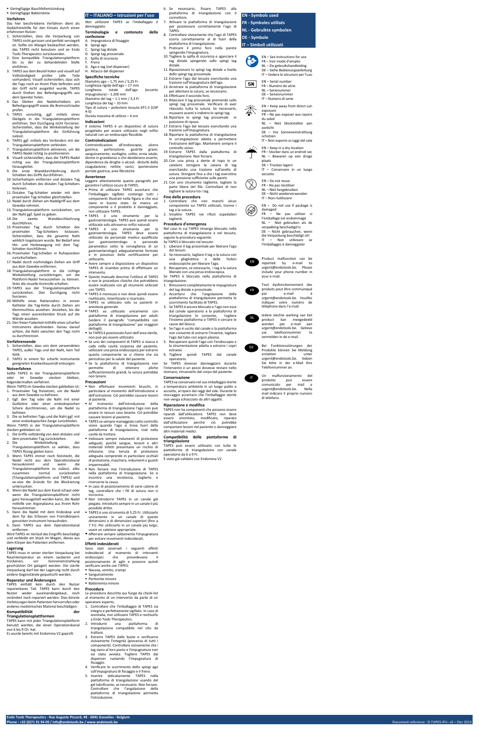- Geringfügige Bauchfellentzündung
- Geringfügige Bakteriämie

### Verfahren

Das hier beschriebene Verfahren dient als Gedächtnishilfe für den Einsatz durch einen erfahrenen Nutzer.

1. Sicherstellen, dass die Verpackung von TAPES nicht geöffnet und perfekt versiegelt ist. Sollte ein Mangel beobachtet werden, das TAPES nicht benutzen und an Endo Tools Therapeutics zurücksenden.
2. Eine kompatible Triangulationsplattform bis zu der zu behandelnden Stelle einführen.
3. TAPES aus dem Beutel holen und visuell auf Vollständigkeit prüfen (alle Teile vorhanden). Visuell sicherstellen, dass sich die Tags noch an ihrem Platz befinden und der Griff nicht ausgelöst wurde. TAPES durch Drehen des Befestigungsgriffs aus dem Spender holen.
4. Das Gleiten des Nadelschiebers am Befestigungsgriff sowie die Bremsschraube prüfen.
5. TAPES vorsichtig, ggf. mittels eines Gleitgels in die Triangulationsplattform einführen. Den Durchgang nicht forcieren. Sicherstellen, dass die Winkelstellung der Triangulationsplattform die Einführung zulässt.
6. TAPES ggf. mittels des Verbinders mit der Triangulationsplattform verbinden.
7. Triangulationsplattform aktivieren, um die TAPES-Nadel richtig zu positionieren.
8. Visuell sicherstellen, dass die TAPES-Nadel richtig aus der Triangulationsplattform hinausgleitet.
9. Die erste Wanddurchbohrung durch Schieben des Griffs durchführen.
10. Sicherheitsspin entfernen und distalen Tag durch Schieben des distalen Tag-Schiebers loslassen.
11. Distalen Tag-Schieber wieder mit dem proximalen Tag-Schieber gleichstellen.
12. Nadel durch Ziehen am Nadelgriff aus dem Gewebe nehmen.
13. Triangulationsplattform zurückziehen, um der Naht ggf. Spiel zu geben.
14. Die zweite Wanddurchbohrung durchführen.
15. Proximalen Tag durch Schieben des proximalen Tag-Schiebers loslassen. Sicherstellen, dass die gesamte Naht wirklich losgelassen wurde. Bei Bedarf eine Hin- und Herbewegung mit dem Tag-Schieber durchführen.
16. Proximalen Tag-Schieber in Ruheposition zurückschieben.
17. Nadel durch nochmaliges Ziehen am Griff aus dem Gewebe entfernen.
18. Triangulationsplattform in die richtige Winkelstellung zurückbringen, um die Plattform-Nadel herausziehen zu können. Stets die visuelle Kontrolle erhalten.
19. TAPES aus der Triangulationsplattform zurückziehen. Den Durchgang nicht forcieren.
20. Mithilfe eines Rattenzahns in einem Katheter die Tag-Kette durch Ziehen am Klemmschloss anziehen. Anziehen, bis die Tags einen ausreichenden Druck auf die Wände ausüben.
21. Den freien Fadenteil mithilfe eines scharfen Instruments abschneiden. Genau darauf achten, die Naht zwischen den Tags nicht zu durchtrennen.

### Verfahrensende

1. Sicherstellen, dass von dem verwendeten TAPES, außer Tags und der Naht, kein Teil fehlt.
2. TAPES in einem für scharfe Instrumente geeigneten Krankenhausmüll entsorgen.

### Notverfahren

Sollte TAPES in der Triangulationsplattform oder im Gewebe stecken bleiben, folgendermaßen verfahren:

Wenn TAPES im Gewebe stecken geblieben ist:

1. Proximalen Tag freisetzen, um die Nadel aus dem Gewebe zu befreien.
2. Ggf. den Tag oder die Naht mit einer Guillotine oder einer endoskopischen Schere durchtrennen, um die Nadel zu befreien.
3. Die so befreiten Tags und die Naht ggf. mit einer endoskopischen Zange zurückholen.

Wenn TAPES in der Triangulationsplattform stecken geblieben ist:

1. Die Griffe vollständig von dem distalen und dem proximalen Tag zurückziehen.
2. Die Winkelstellung der Triangulationsplattform so wählen, dass TAPES flüssig gleiten kann.
3. Wenn TAPES immer noch feststeckt, die Nadel nicht aus dem Operationskanal herauskommt und wenn die Triangulationsplattform es zulässt, alles zusammen normal zurückziehen (Triangulationsplattform und TAPES) und ex-vivo die Gründe für die Blockierung untersuchen.
4. Wenn die Nadel aus dem Kanal schaut oder wenn die Triangulationsplattform nicht ganz herausgeholt werden kann, die Nadel mithilfe von Argonplasma aus ihrem Rohr herausbrennen.
5. Dann die Nadel mit dem Endoskop und dem für das Erfassen von Fremdkörpern genutzten Instrument herausholen.
6. Dann TAPES aus dem Operationskanal entfernen.

Wird TAPES im Verlauf des Eingriffs beschädigt und verbleibt ein Stück im Magen, dieses aus dem Körper des Patienten entfernen.

### Lagerung

TAPES muss in seiner sterilen Verpackung bei Raumtemperatur an einem sauberen und trockenen, vor Sonneneinstrahlung geschützten Ort gelagert werden. Die sterile Verpackung darf bei der Lagerung nicht durch andere Gegenstände gequetscht werden.

### Reparatur und Änderungen

TAPES enthält kein durch den Nutzer reparierbares Teil. TAPES kann durch den Nutzer weder auseinandergebaut, noch verändert noch repariert werden. Dies könnte Verletzungen beim Patienten hervorrufen oder anderes medizinisches Material beschädigen.

### Kompatibilität der Triangulationsplattformen

TAPES kann mit jeder Triangulationsplattform benutzt werden, die einen Operationskanal von 6 bis 9 Ch. hat.

Es wurde bereits mit Endomina V2 geprüft.

## IT – ITALIANO – Istruzioni per l'uso

*Non utilizzare TAPES se l'imballaggio è danneggiato.*

### Terminologia e contenuto della confezione

A. Impugnatura di fissaggio
B. Spingi ago
C. Spingi tag distale
D. Spingi tag prossimale
E. Spilla di sicurezza
F. Freno
G. Ago e tag (nel dispenser)
H. Attacco del dispenser

### Specifiche tecniche

Diametro ago – 1,75 mm / 5,25 Fr
Lunghezza rigida dell'ago – 17 mm
Lunghezza totale dell'ago (eccetto impugnatura) – 1.200 mm
Diametro dei tag – 1.1 mm / 3,3 Fr
Lunghezza dei tag – 10 mm
Tipo di sutura – poliestere tessuto EP1.5 (USP 4-0)
Durata massima di utilizzo – 4 ore

### Indicazioni

Il sistema TAPES è un dispositivo di sutura progettato per essere utilizzato negli orifizi naturali con un endoscopio flessibile.

### Controindicazioni

Controindicazioni all'endoscopia; ulcera gastrica; perforazione; gastrite grave; sanguinamento; esofagite; colite; ernia iatale; donne in gravidanza o che desiderano esserlo; dipendenza da droghe o alcool; disturbi della coagulazione; rettite; varici; ipertensione portale gastrica; aree fibrotiche

### Avvertenze

Leggere attentamente questo paragrafo per garantire l'utilizzo sicuro di TAPES.

- Prima di utilizzare TAPES accertarsi che l'imballaggio sigillato contenga tutti i componenti illustrati nella figura e che essi siano in buono stato. Se manca un componente o il prodotto è danneggiato, non utilizzare TAPES.
- TAPES è uno strumento per la gastroenterologia. TAPES può quindi essere utilizzato solo attraverso orifizi naturali.
- TAPES è uno strumento per la gastroenterologia. TAPES deve essere utilizzato da personale medico qualificato (un gastroenterologo o personale paramedico sotto la sorveglianza di un gastroenterologo) adeguatamente formato e in possesso della certificazione per utilizzarlo.
- Avere sempre a disposizione un dispositivo TAPES di ricambio prima di effettuare un intervento.
- Questo manuale descrive l'utilizzo di TAPES e non le procedure cliniche che potrebbero essere realizzate con gli strumenti utilizzati con TAPES.
- TAPES è monouso e non deve quindi essere riutilizzato, risterilizzato o ricaricato.
- TAPES va utilizzato solo su pazienti in anestesia generale.
- TAPES va utilizzato unicamente con piattaforme di triangolazione per adulti (vedere il paragrafo "compatibilità con piattaforme di triangolazione" per maggiori dettagli).
- Se TAPES è posizionato fuori dell'area sterile, non può più essere utilizzato.
- Se uno dei componenti di TAPES si stacca e cade nella cavità corporea del paziente, utilizzare una pinza endoscopica per estrarre questo componente se si ritiene che sia pericoloso per la salute del paziente.
- Se la piattaforma di triangolazione non permette di ottenere pliche sufficientemente grandi, la sutura potrebbe non tenere.

### Precauzioni

- Non effettuare movimenti bruschi, in particolare al momento dell'introduzione e dell'estrazione. Ciò potrebbe causare lesioni al paziente.
- Al momento dell'introduzione della piattaforma di triangolazione l'ago non può essere in nessun caso beante. Ciò potrebbe causare lesioni al paziente.
- TAPES va sempre maneggiato sotto controllo visivo quando l'ago si trova fuori della piattaforma di triangolazione, cioè nella cavità da trattare.
- Indossare sempre indumenti di protezione adeguati, poiché sangue, tessuti e altri materiali infetti presentano un rischio di infezione. Una tenuta di protezione adeguata comprende in particolare occhiali di protezione, maschera, indumenti e guanti impermeabili.
- Non forzare mai l'introduzione di TAPES nella piattaforma di triangolazione. Se si incontra una resistenza, toglierlo e ricercarne la causa.
- In caso di posizionamento di varie catene di tag, controllare che i fili di sutura non si incrocino.
- Non introdurre TAPES in un canale già piegato. Introdurlo sempre in un canale il più possibile dritto.
- TAPES è uno strumento di 5,25 Fr. Utilizzarlo unicamente in un canale di queste dimensioni o di dimensioni superiori (fino a 7 Fr). Per utilizzarlo in un canale più largo, usare un catetere appropriato.
- Afferrare sempre saldamente l'impugnatura per evitare movimenti indesiderati.

### Effetti indesiderati

Sono stati osservati i seguenti effetti indesiderati al momento di interventi endoscopici che prevedevano il posizionamento di aghi e possono quindi verificarsi anche con TAPES:

- Nausea, vomito, crampi
- Sanguinamento
- Peritonite minore
- Batteriemia minore

### Procedura

La procedura descritta qui funge da check-list al momento di un intervento da parte di un operatore esperto.

1. Controllare che l'imballaggio di TAPES sia integro e perfettamente sigillato. In caso di anomalia, non utilizzare TAPES e restituirlo a Endo Tools Therapeutics.
2. Introdurre una piattaforma di triangolazione compatibile nel sito da trattare.
3. Estrarre TAPES dalle buste e verificarne visivamente l'integrità (presenza di tutti i componenti). Controllare visivamente che i tag siano al loro posto e l'impugnatura non sia stata avviata. Togliere TAPES dal dispenser ruotando l'impugnatura di fissaggio.
4. Verificare lo scorrimento dello spingi ago sull'impugnatura di fissaggio e il freno.
5. Inserire delicatamente TAPES nella piattaforma di triangolazione usando del gel lubrificante, se necessario. Non forzare. Controllare che l'angolazione della piattaforma di triangolazione permetta l'introduzione.
6. Se necessario, fissare TAPES alla piattaforma di triangolazione con il connettore.
7. Attivare la piattaforma di triangolazione per posizionare correttamente l'ago di TAPES.
8. Controllare visivamente che l'ago di TAPES scorra correttamente al di fuori della piattaforma di triangolazione.
9. Praticare il primo foro nella parete spingendo l'impugnatura.
10. Togliere la spilla di sicurezza e sganciare il tag distale spingendo sullo spingi tag distale.
11. Riposizionare lo spingi tag distale a livello dello spingi tag prossimale.
12. Estrarre l'ago dal tessuto esercitando una trazione sull'impugnatura dell'ago.
13. Arretrare la piattaforma di triangolazione per allentare la sutura, se necessario.
14. Effettuare il secondo foro.
15. Rilasciare il tag prossimale premendo sullo spingi tag prossimale. Verificare di aver rilasciato tutta la sutura. Se necessario, muovere avanti e indietro lo spingi tag.
16. Riportare lo spingi tag prossimale in posizione di riposo.
17. Estrarre l'ago dal tessuto esercitando una trazione sull'impugnatura.
18. Riportare la piattaforma di triangolazione in un'angolazione adatta a permettere l'estrazione dell'ago. Mantenere sempre il controllo visivo.
19. Estrarre TAPES dalla piattaforma di triangolazione. Non forzare.
20. Con una pinza a dente di topo in un catetere stringere la catena di tag esercitando una trazione sull'anello di sutura. Stringere fino a che i tag esercitino una pressione sufficiente sulle pareti.
21. Con uno strumento tagliente, tagliare la parte libera del filo. Controllare di non tagliare la sutura tra i tag.

### Fine della procedura

1. Controllare che non manchi alcun componente sui TAPES utilizzati, tranne i tag e la sutura.
2. Smaltire TAPES nei rifiuti ospedalieri taglienti.

### Procedura d'emergenza

Nel caso in cui TAPES rimanga bloccato nella piattaforma di triangolazione o nel tessuto, seguire la procedura seguente:

Se TAPES è bloccato nel tessuto

1. Liberare il tag prossimale per liberare l'ago dei tessuti.
2. Se necessario, tagliare il tag o la sutura con una ghigliottina o delle forbici endoscopiche per liberare l'ago.
3. Recuperare, se necessario, i tag e la sutura liberate con una pinza endoscopica.

Se TAPES è bloccato nella piattaforma di triangolazione:

1. Rimuovere completamente le impugnature del tag distale e prossimale.
2. Accertarsi che l'angolazione della piattaforma di triangolazione permetta lo scorrimento facilitato di TAPES.
3. Se TAPES è ancora bloccato e l'ago non esce dal canale operatorio e la piattaforma di triangolazione lo consente, togliere l'insieme piattaforma e TAPES e cercare le cause del blocco.
4. Se l'ago è uscito dal canale o la piattaforma non consente di estrarre l'insieme, tagliare l'ago dal tubo con argon plasma.
5. Recuperare quindi l'ago con l'endoscopio e la strumentazione adatta a estrarre i corpi estranei.
6. Togliere quindi TAPES dal canale operatorio.

Se TAPES dovesse danneggiarsi durante l'intervento e un pezzo dovesse restare nello stomaco, rimuoverlo dal corpo del paziente.

### Conservazione

TAPES va conservato nel suo imballaggio sterile a temperatura ambiente in un luogo pulito e asciutto, al riparo dai raggi del sole. Durante lo stoccaggio accertarsi che l'imballaggio sterile non venga schiacciato da altri oggetti.

### Riparazione e modifica

TAPES non ha componenti che possono essere riparati dall'utilizzatore. TAPES non deve essere smontato, modificato, riparato dall'utilizzatore perché ciò potrebbe comportare lesioni nel paziente o danneggiare altri materiali medici.

### Compatibilità delle piattaforme di triangolazione

TAPES può essere utilizzato con tutte le piattaforme di triangolazione con canale operatorio da 6 a 9 Fr.

È stato già validato con Endomina V2

## EN - Symbols used
## FR - Symboles utilisés
## NL - Gebruikte symbolen
## DE - Symbole
## IT – Simboli utilizzati

EN – See instructions for use
FR – Voir mode d'emploi
NL – Zie gebruikshandleiding
DE – Siehe Bedienungsanleitung
IT – Vedere le istruzioni per l'uso

SN

EN – Serial number
FR – Numéro de série
NL – Serienummer
DE – Seriennummer
IT – Numero di serie

EN – Keep away from direct sun exposure
FR – Ne pas exposer aux rayons du soleil
NL – Niet blootstellen aan zonlicht
DE – Vor Sonneneinstrahlung schützen
IT – Non esporre ai raggi del sole

EN – Keep in a dry location
FR – Stocker dans un endroit sec
NL – Bewaren op een droge plaats
DE – Trocken lagern
IT – Conservare in un luogo asciutto

EN – Do not reuse
FR – Ne pas réutiliser
NL – Niet hergebruiken
DE – Nicht wiederverwenden
IT – Non riutilizzare

EN – Do not use if package is damaged
FR – Ne pas utiliser si l'emballage est endommagé
NL – Niet gebruiken als de verpakking beschadigd is
DE – Nicht gebrauchen, wenn die Verpackung beschädigt ist!
IT – Non utilizzare se l'imballaggio è danneggiato

EN — Product malfunction can be reported by e-mail to urgent@endotools.be. Please include your phone number in your e-mail.

FR — Tout dysfonctionnement des produits peut être communiqué par e-mail à urgent@endotools.be. Veuillez indiquer votre numéro de téléphone dans l'e-mail.

NL — Iedere slechte werking van het product kan meegedeeld worden per e-mail aan urgent@endotools.be. Gelieve uw telefoonnummer te vermelden in de e-mail.

DE — Bei Funktionsstörungen der Produkte können Sie Meldung erstatten unter urgent@endotools.be. Geben Sie bitte in der E-Mail Ihre Telefonnummer an.

IT — Un malfunzionamento del prodotto può essere comunicato per mail a urgent@endotools.be. Nella mail indicare il proprio numero di telefono.

**Endo Tools Therapeutics - Rue Auguste Piccard, 48 - 6041 Gosselies - Belgium**
**Phone : +32 (0)71 91 94 09 / info@endotools.be / www.endotools.be**

Document reference : D-TAPES-IFU--v5 – Dec 2015